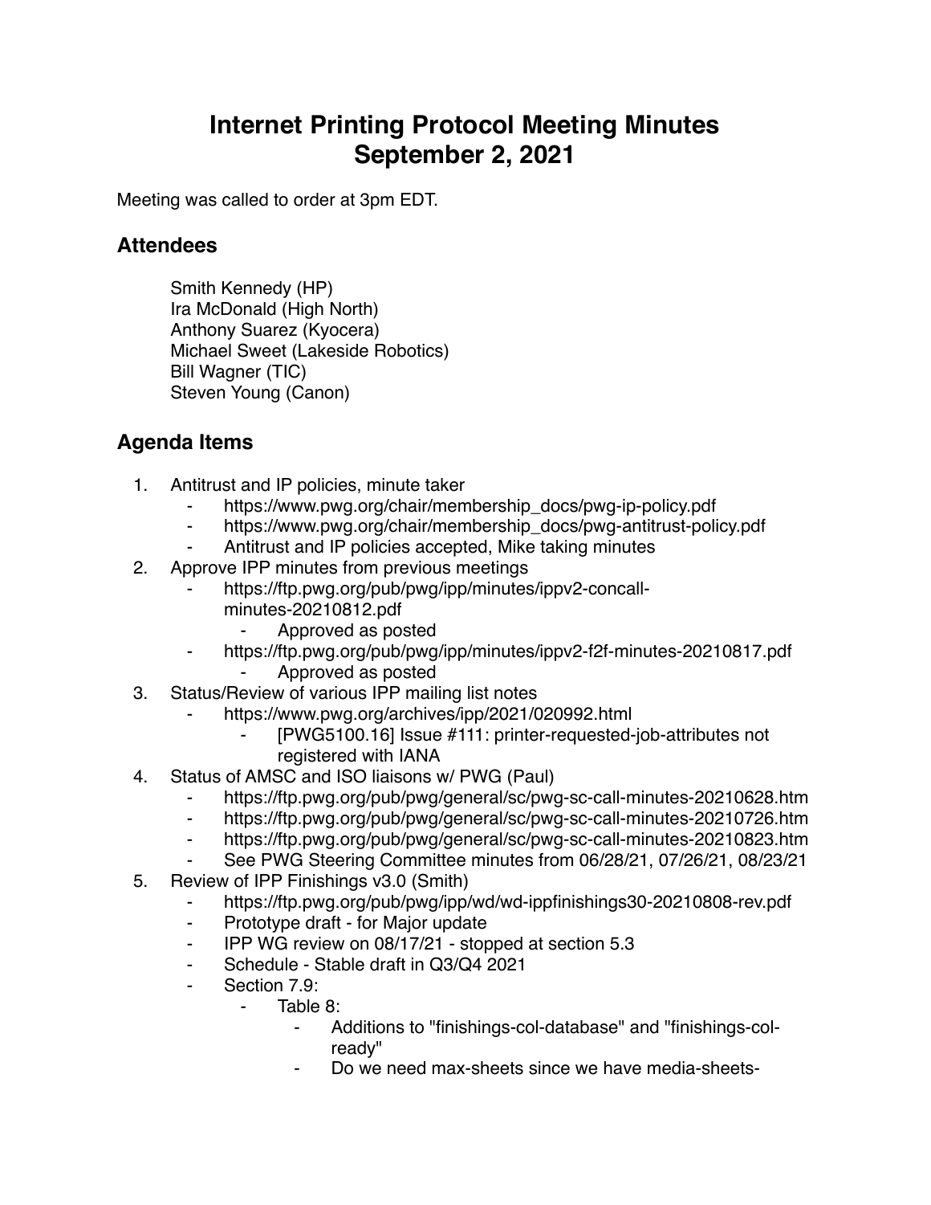# Internet Printing Protocol Meeting Minutes
# September 2, 2021

Meeting was called to order at 3pm EDT.

## Attendees

Smith Kennedy (HP)
Ira McDonald (High North)
Anthony Suarez (Kyocera)
Michael Sweet (Lakeside Robotics)
Bill Wagner (TIC)
Steven Young (Canon)

## Agenda Items

1. Antitrust and IP policies, minute taker
    - https://www.pwg.org/chair/membership_docs/pwg-ip-policy.pdf
    - https://www.pwg.org/chair/membership_docs/pwg-antitrust-policy.pdf
    - Antitrust and IP policies accepted, Mike taking minutes
2. Approve IPP minutes from previous meetings
    - https://ftp.pwg.org/pub/pwg/ipp/minutes/ippv2-concall-minutes-20210812.pdf
        - Approved as posted
    - https://ftp.pwg.org/pub/pwg/ipp/minutes/ippv2-f2f-minutes-20210817.pdf
        - Approved as posted
3. Status/Review of various IPP mailing list notes
    - https://www.pwg.org/archives/ipp/2021/020992.html
        - [PWG5100.16] Issue #111: printer-requested-job-attributes not registered with IANA
4. Status of AMSC and ISO liaisons w/ PWG (Paul)
    - https://ftp.pwg.org/pub/pwg/general/sc/pwg-sc-call-minutes-20210628.htm
    - https://ftp.pwg.org/pub/pwg/general/sc/pwg-sc-call-minutes-20210726.htm
    - https://ftp.pwg.org/pub/pwg/general/sc/pwg-sc-call-minutes-20210823.htm
    - See PWG Steering Committee minutes from 06/28/21, 07/26/21, 08/23/21
5. Review of IPP Finishings v3.0 (Smith)
    - https://ftp.pwg.org/pub/pwg/ipp/wd/wd-ippfinishings30-20210808-rev.pdf
    - Prototype draft - for Major update
    - IPP WG review on 08/17/21 - stopped at section 5.3
    - Schedule - Stable draft in Q3/Q4 2021
    - Section 7.9:
        - Table 8:
            - Additions to "finishings-col-database" and "finishings-col-ready"
            - Do we need max-sheets since we have media-sheets-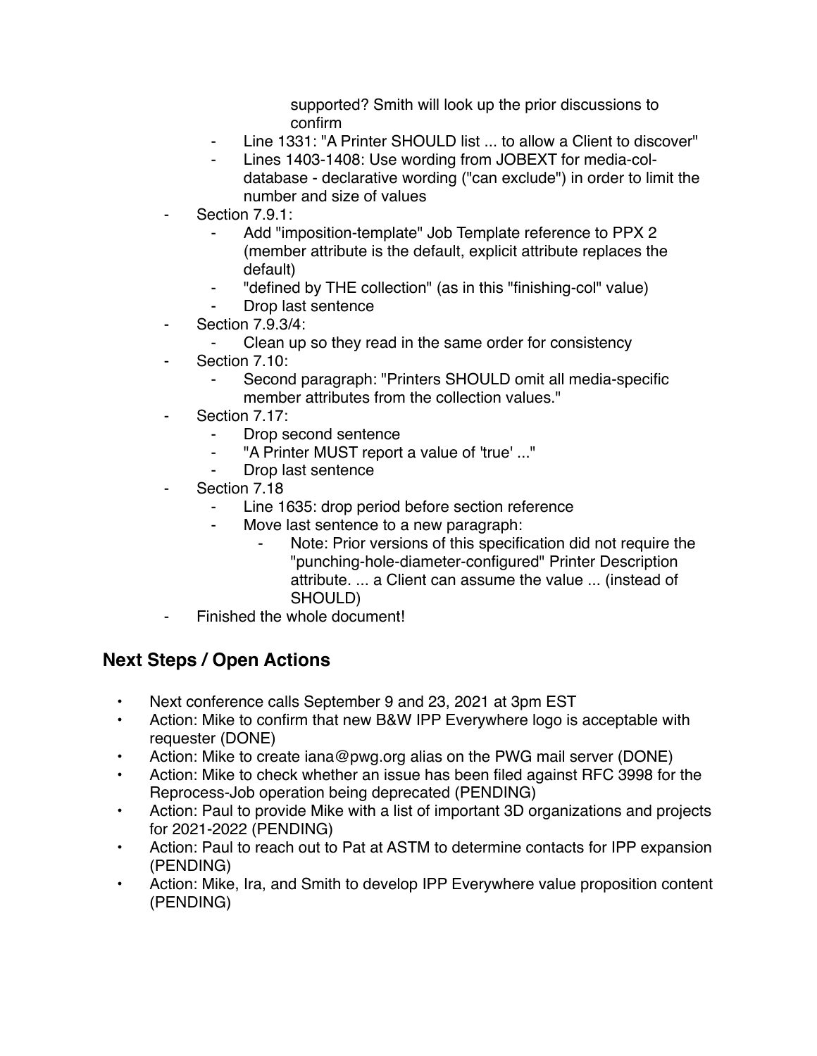supported? Smith will look up the prior discussions to confirm
        - Line 1331: "A Printer SHOULD list ... to allow a Client to discover"
        - Lines 1403-1408: Use wording from JOBEXT for media-col-database - declarative wording ("can exclude") in order to limit the number and size of values
    - Section 7.9.1:
        - Add "imposition-template" Job Template reference to PPX 2 (member attribute is the default, explicit attribute replaces the default)
        - "defined by THE collection" (as in this "finishing-col" value)
        - Drop last sentence
    - Section 7.9.3/4:
        - Clean up so they read in the same order for consistency
    - Section 7.10:
        - Second paragraph: "Printers SHOULD omit all media-specific member attributes from the collection values."
    - Section 7.17:
        - Drop second sentence
        - "A Printer MUST report a value of 'true' ..."
        - Drop last sentence
    - Section 7.18
        - Line 1635: drop period before section reference
        - Move last sentence to a new paragraph:
            - Note: Prior versions of this specification did not require the "punching-hole-diameter-configured" Printer Description attribute. ... a Client can assume the value ... (instead of SHOULD)
    - Finished the whole document!

## Next Steps / Open Actions

- Next conference calls September 9 and 23, 2021 at 3pm EST
- Action: Mike to confirm that new B&W IPP Everywhere logo is acceptable with requester (DONE)
- Action: Mike to create iana@pwg.org alias on the PWG mail server (DONE)
- Action: Mike to check whether an issue has been filed against RFC 3998 for the Reprocess-Job operation being deprecated (PENDING)
- Action: Paul to provide Mike with a list of important 3D organizations and projects for 2021-2022 (PENDING)
- Action: Paul to reach out to Pat at ASTM to determine contacts for IPP expansion (PENDING)
- Action: Mike, Ira, and Smith to develop IPP Everywhere value proposition content (PENDING)